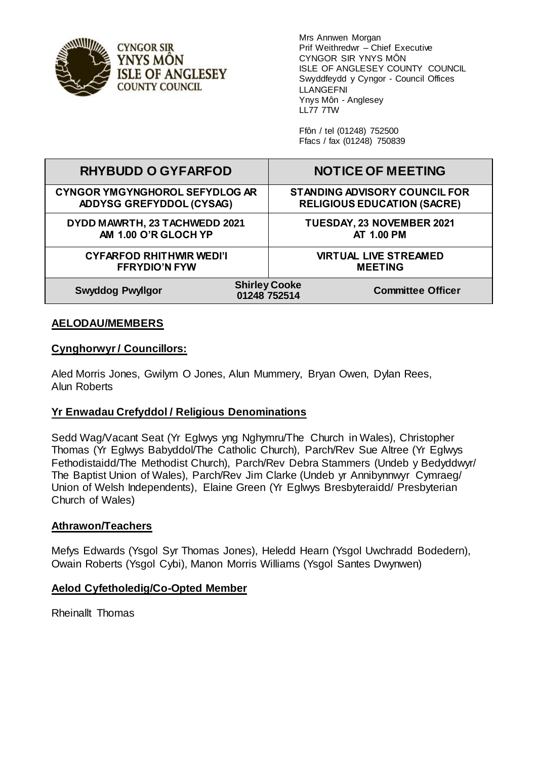CYNGOR SIR YNYS MÔN
ISLE OF ANGLESEY COUNTY COUNCIL

Mrs Annwen Morgan
Prif Weithredwr – Chief Executive
CYNGOR SIR YNYS MÔN
ISLE OF ANGLESEY COUNTY COUNCIL
Swyddfeydd y Cyngor - Council Offices
LLANGEFNI
Ynys Môn - Anglesey
LL77 7TW

Ffôn / tel (01248) 752500
Ffacs / fax (01248) 750839

| RHYBUDD O GYFARFOD | | NOTICE OF MEETING |
|---|---|---|
| CYNGOR YMGYNGHOROL SEFYDLOG AR ADDYSG GREFYDDOL (CYSAG) | | STANDING ADVISORY COUNCIL FOR RELIGIOUS EDUCATION (SACRE) |
| DYDD MAWRTH, 23 TACHWEDD 2021 AM 1.00 O'R GLOCH YP | | TUESDAY, 23 NOVEMBER 2021 AT 1.00 PM |
| CYFARFOD RHITHWIR WEDI'I FFRYDIO'N FYW | | VIRTUAL LIVE STREAMED MEETING |
| Swyddog Pwyllgor | Shirley Cooke 01248 752514 | Committee Officer |

## AELODAU/MEMBERS

### Cynghorwyr / Councillors:

Aled Morris Jones, Gwilym O Jones, Alun Mummery, Bryan Owen, Dylan Rees, Alun Roberts

### Yr Enwadau Crefyddol / Religious Denominations

Sedd Wag/Vacant Seat (Yr Eglwys yng Nghymru/The Church in Wales), Christopher Thomas (Yr Eglwys Babyddol/The Catholic Church), Parch/Rev Sue Altree (Yr Eglwys Fethodistaidd/The Methodist Church), Parch/Rev Debra Stammers (Undeb y Bedyddwyr/ The Baptist Union of Wales), Parch/Rev Jim Clarke (Undeb yr Annibynnwyr Cymraeg/ Union of Welsh Independents), Elaine Green (Yr Eglwys Bresbyteraidd/ Presbyterian Church of Wales)

### Athrawon/Teachers

Mefys Edwards (Ysgol Syr Thomas Jones), Heledd Hearn (Ysgol Uwchradd Bodedern), Owain Roberts (Ysgol Cybi), Manon Morris Williams (Ysgol Santes Dwynwen)

### Aelod Cyfetholedig/Co-Opted Member

Rheinallt Thomas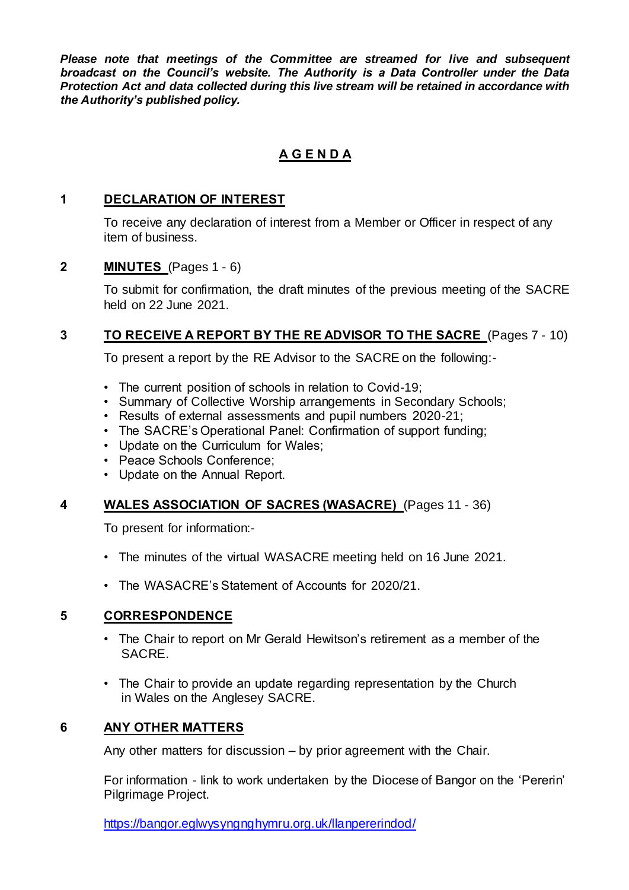***Please note that meetings of the Committee are streamed for live and subsequent broadcast on the Council's website. The Authority is a Data Controller under the Data Protection Act and data collected during this live stream will be retained in accordance with the Authority's published policy.***

# A G E N D A

## 1 DECLARATION OF INTEREST

To receive any declaration of interest from a Member or Officer in respect of any item of business.

## 2 MINUTES (Pages 1 - 6)

To submit for confirmation, the draft minutes of the previous meeting of the SACRE held on 22 June 2021.

## 3 TO RECEIVE A REPORT BY THE RE ADVISOR TO THE SACRE (Pages 7 - 10)

To present a report by the RE Advisor to the SACRE on the following:-

- The current position of schools in relation to Covid-19;
- Summary of Collective Worship arrangements in Secondary Schools;
- Results of external assessments and pupil numbers 2020-21;
- The SACRE's Operational Panel: Confirmation of support funding;
- Update on the Curriculum for Wales;
- Peace Schools Conference;
- Update on the Annual Report.

## 4 WALES ASSOCIATION OF SACRES (WASACRE) (Pages 11 - 36)

To present for information:-

- The minutes of the virtual WASACRE meeting held on 16 June 2021.
- The WASACRE's Statement of Accounts for 2020/21.

## 5 CORRESPONDENCE

- The Chair to report on Mr Gerald Hewitson's retirement as a member of the SACRE.
- The Chair to provide an update regarding representation by the Church in Wales on the Anglesey SACRE.

## 6 ANY OTHER MATTERS

Any other matters for discussion – by prior agreement with the Chair.

For information - link to work undertaken by the Diocese of Bangor on the 'Pererin' Pilgrimage Project.

https://bangor.eglwysyngnghymru.org.uk/llanpererindod/